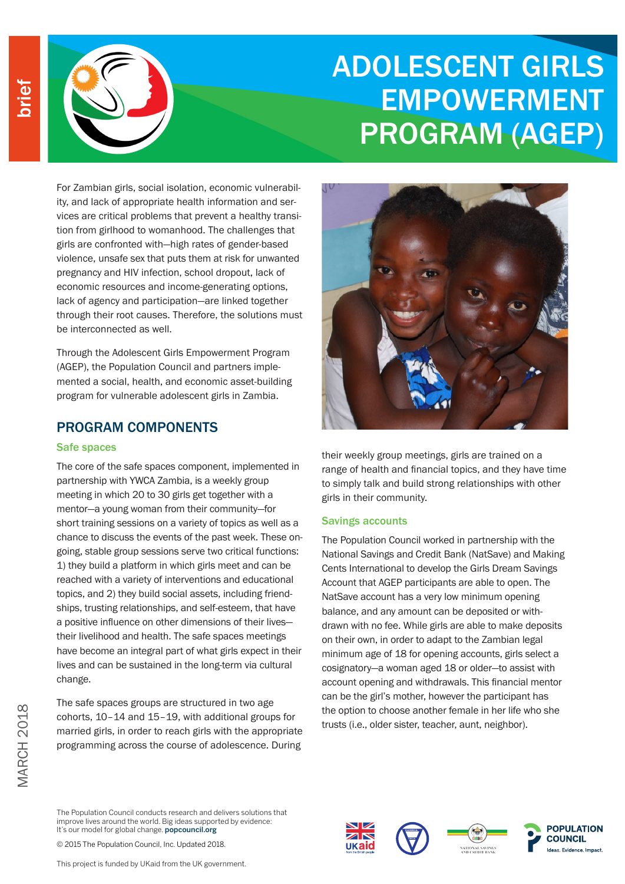# ADOLESCENT GIRLS EMPOWERMENT PROGRAM (AGEP)

For Zambian girls, social isolation, economic vulnerability, and lack of appropriate health information and services are critical problems that prevent a healthy transition from girlhood to womanhood. The challenges that girls are confronted with—high rates of gender-based violence, unsafe sex that puts them at risk for unwanted pregnancy and HIV infection, school dropout, lack of economic resources and income-generating options, lack of agency and participation—are linked together through their root causes. Therefore, the solutions must be interconnected as well.

Through the Adolescent Girls Empowerment Program (AGEP), the Population Council and partners implemented a social, health, and economic asset-building program for vulnerable adolescent girls in Zambia.

## PROGRAM COMPONENTS

### Safe spaces

The core of the safe spaces component, implemented in partnership with YWCA Zambia, is a weekly group meeting in which 20 to 30 girls get together with a mentor—a young woman from their community—for short training sessions on a variety of topics as well as a chance to discuss the events of the past week. These ongoing, stable group sessions serve two critical functions: 1) they build a platform in which girls meet and can be reached with a variety of interventions and educational topics, and 2) they build social assets, including friendships, trusting relationships, and self-esteem, that have a positive influence on other dimensions of their lives—their livelihood and health. The safe spaces meetings have become an integral part of what girls expect in their lives and can be sustained in the long-term via cultural change.

The safe spaces groups are structured in two age cohorts, 10–14 and 15–19, with additional groups for married girls, in order to reach girls with the appropriate programming across the course of adolescence. During their weekly group meetings, girls are trained on a range of health and financial topics, and they have time to simply talk and build strong relationships with other girls in their community.

### Savings accounts

The Population Council worked in partnership with the National Savings and Credit Bank (NatSave) and Making Cents International to develop the Girls Dream Savings Account that AGEP participants are able to open. The NatSave account has a very low minimum opening balance, and any amount can be deposited or withdrawn with no fee. While girls are able to make deposits on their own, in order to adapt to the Zambian legal minimum age of 18 for opening accounts, girls select a cosignatory—a woman aged 18 or older—to assist with account opening and withdrawals. This financial mentor can be the girl's mother, however the participant has the option to choose another female in her life who she trusts (i.e., older sister, teacher, aunt, neighbor).

The Population Council conducts research and delivers solutions that improve lives around the world. Big ideas supported by evidence: It's our model for global change. popcouncil.org

© 2015 The Population Council, Inc. Updated 2018.

This project is funded by UKaid from the UK government.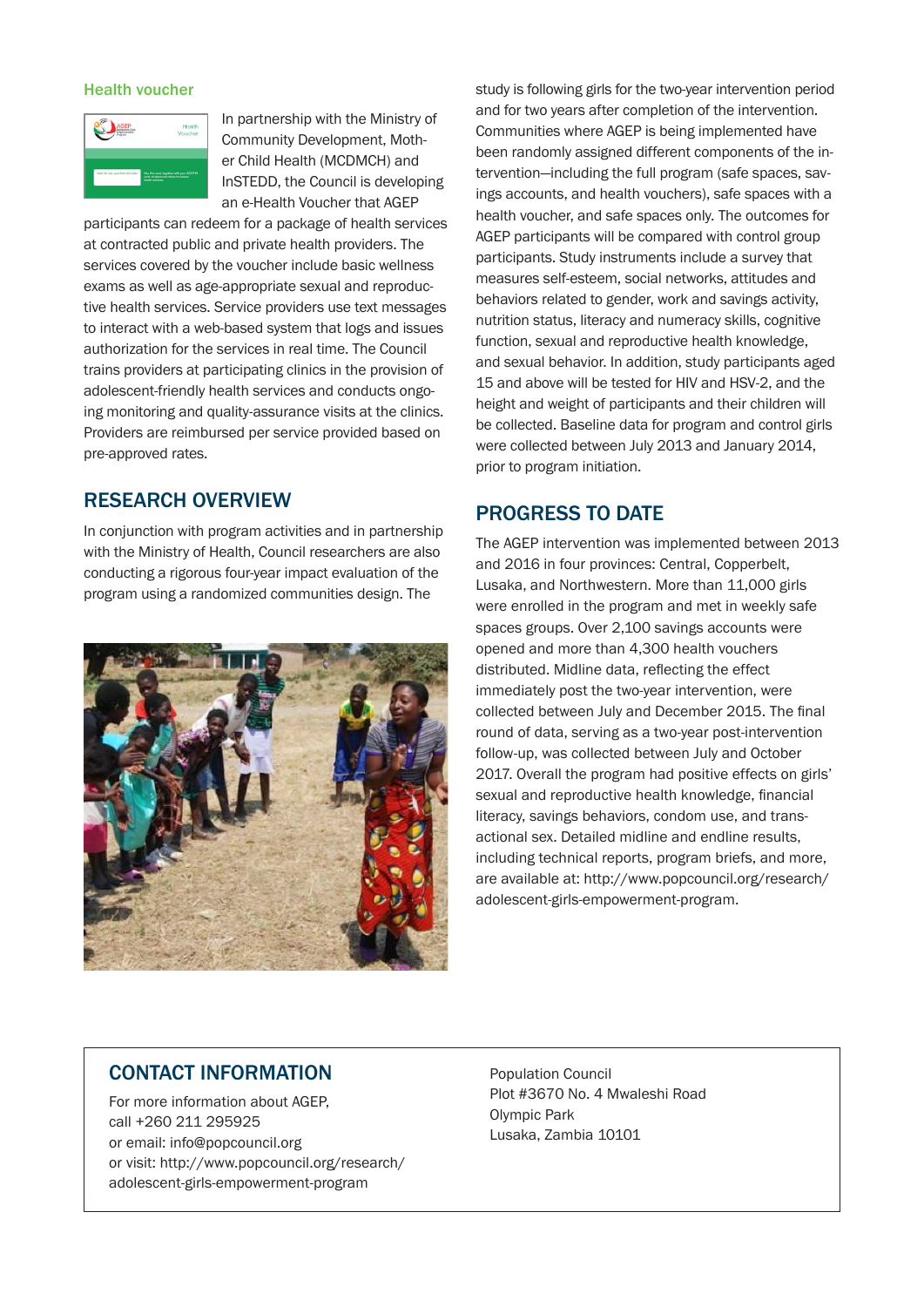### Health voucher

In partnership with the Ministry of Community Development, Mother Child Health (MCDMCH) and InSTEDD, the Council is developing an e-Health Voucher that AGEP participants can redeem for a package of health services at contracted public and private health providers. The services covered by the voucher include basic wellness exams as well as age-appropriate sexual and reproductive health services. Service providers use text messages to interact with a web-based system that logs and issues authorization for the services in real time. The Council trains providers at participating clinics in the provision of adolescent-friendly health services and conducts ongoing monitoring and quality-assurance visits at the clinics. Providers are reimbursed per service provided based on pre-approved rates.

## RESEARCH OVERVIEW

In conjunction with program activities and in partnership with the Ministry of Health, Council researchers are also conducting a rigorous four-year impact evaluation of the program using a randomized communities design. The study is following girls for the two-year intervention period and for two years after completion of the intervention. Communities where AGEP is being implemented have been randomly assigned different components of the intervention—including the full program (safe spaces, savings accounts, and health vouchers), safe spaces with a health voucher, and safe spaces only. The outcomes for AGEP participants will be compared with control group participants. Study instruments include a survey that measures self-esteem, social networks, attitudes and behaviors related to gender, work and savings activity, nutrition status, literacy and numeracy skills, cognitive function, sexual and reproductive health knowledge, and sexual behavior. In addition, study participants aged 15 and above will be tested for HIV and HSV-2, and the height and weight of participants and their children will be collected. Baseline data for program and control girls were collected between July 2013 and January 2014, prior to program initiation.

## PROGRESS TO DATE

The AGEP intervention was implemented between 2013 and 2016 in four provinces: Central, Copperbelt, Lusaka, and Northwestern. More than 11,000 girls were enrolled in the program and met in weekly safe spaces groups. Over 2,100 savings accounts were opened and more than 4,300 health vouchers distributed. Midline data, reflecting the effect immediately post the two-year intervention, were collected between July and December 2015. The final round of data, serving as a two-year post-intervention follow-up, was collected between July and October 2017. Overall the program had positive effects on girls' sexual and reproductive health knowledge, financial literacy, savings behaviors, condom use, and transactional sex. Detailed midline and endline results, including technical reports, program briefs, and more, are available at: http://www.popcouncil.org/research/adolescent-girls-empowerment-program.

## CONTACT INFORMATION

For more information about AGEP,
call +260 211 295925
or email: info@popcouncil.org
or visit: http://www.popcouncil.org/research/adolescent-girls-empowerment-program

Population Council
Plot #3670 No. 4 Mwaleshi Road
Olympic Park
Lusaka, Zambia 10101